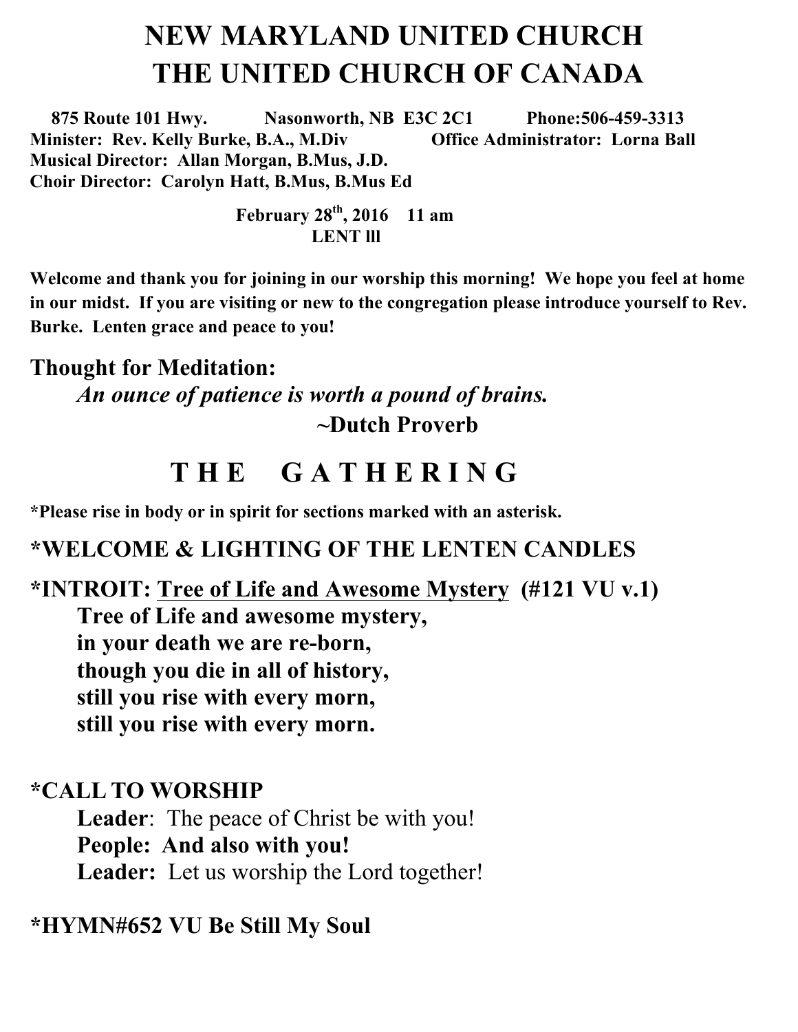# NEW MARYLAND UNITED CHURCH
# THE UNITED CHURCH OF CANADA

**875 Route 101 Hwy. Nasonworth, NB E3C 2C1 Phone:506-459-3313**
**Minister: Rev. Kelly Burke, B.A., M.Div Office Administrator: Lorna Ball**
**Musical Director: Allan Morgan, B.Mus, J.D.**
**Choir Director: Carolyn Hatt, B.Mus, B.Mus Ed**

**February 28th, 2016 11 am**
**LENT lll**

**Welcome and thank you for joining in our worship this morning! We hope you feel at home in our midst. If you are visiting or new to the congregation please introduce yourself to Rev. Burke. Lenten grace and peace to you!**

## Thought for Meditation:

***An ounce of patience is worth a pound of brains.***
**~Dutch Proverb**

## T H E G A T H E R I N G

**\*Please rise in body or in spirit for sections marked with an asterisk.**

### *WELCOME & LIGHTING OF THE LENTEN CANDLES

### *INTROIT: Tree of Life and Awesome Mystery (#121 VU v.1)

**Tree of Life and awesome mystery,**
**in your death we are re-born,**
**though you die in all of history,**
**still you rise with every morn,**
**still you rise with every morn.**

### *CALL TO WORSHIP

**Leader**: The peace of Christ be with you!
**People: And also with you!**
**Leader:** Let us worship the Lord together!

### *HYMN#652 VU Be Still My Soul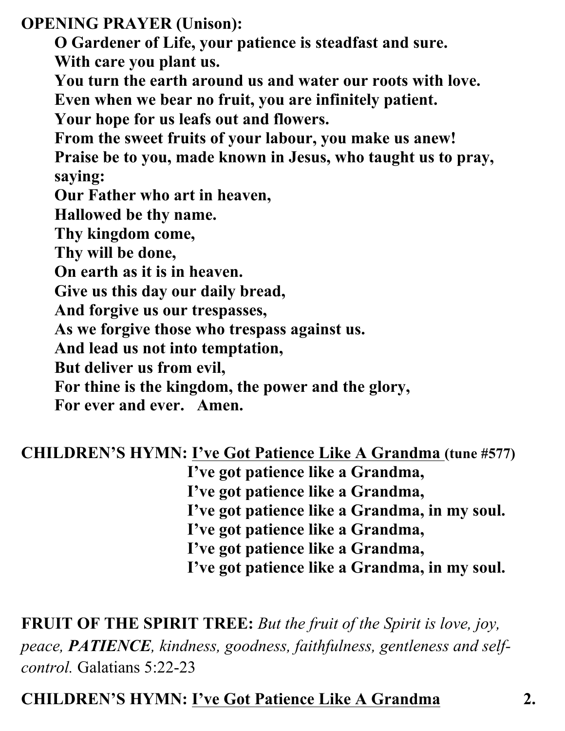**OPENING PRAYER (Unison):**

**O Gardener of Life, your patience is steadfast and sure.**
**With care you plant us.**
**You turn the earth around us and water our roots with love.**
**Even when we bear no fruit, you are infinitely patient.**
**Your hope for us leafs out and flowers.**
**From the sweet fruits of your labour, you make us anew!**
**Praise be to you, made known in Jesus, who taught us to pray, saying:**
**Our Father who art in heaven,**
**Hallowed be thy name.**
**Thy kingdom come,**
**Thy will be done,**
**On earth as it is in heaven.**
**Give us this day our daily bread,**
**And forgive us our trespasses,**
**As we forgive those who trespass against us.**
**And lead us not into temptation,**
**But deliver us from evil,**
**For thine is the kingdom, the power and the glory,**
**For ever and ever. Amen.**

**CHILDREN'S HYMN: <u>I've Got Patience Like A Grandma</u> (tune #577)**

**I've got patience like a Grandma,**
**I've got patience like a Grandma,**
**I've got patience like a Grandma, in my soul.**
**I've got patience like a Grandma,**
**I've got patience like a Grandma,**
**I've got patience like a Grandma, in my soul.**

**FRUIT OF THE SPIRIT TREE:** *But the fruit of the Spirit is love, joy, peace, **PATIENCE**, kindness, goodness, faithfulness, gentleness and self-control.* Galatians 5:22-23

**CHILDREN'S HYMN: <u>I've Got Patience Like A Grandma</u> 2.**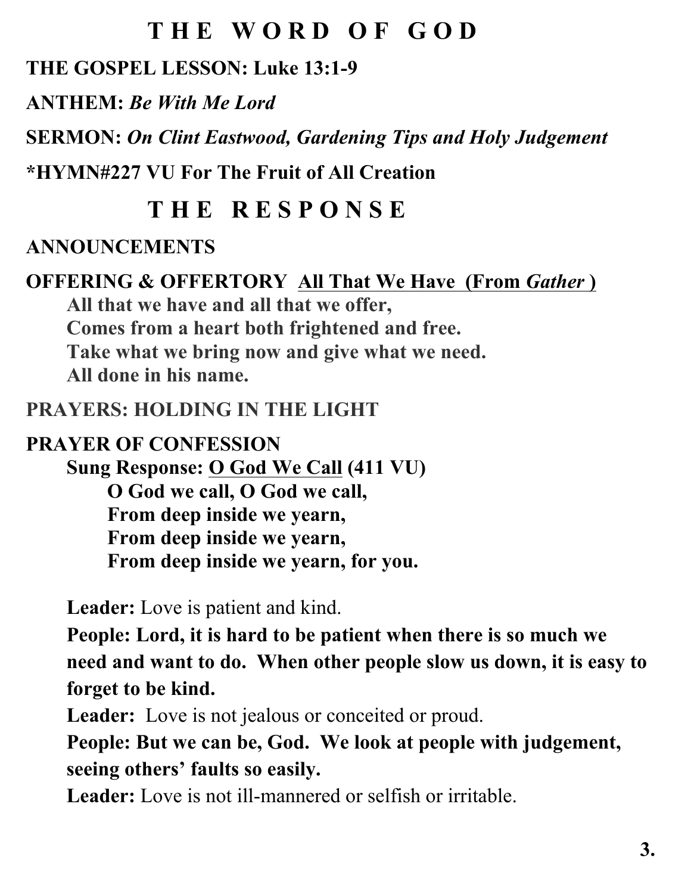# T H E W O R D O F G O D

**THE GOSPEL LESSON: Luke 13:1-9**

**ANTHEM:** ***Be With Me Lord***

**SERMON:** ***On Clint Eastwood, Gardening Tips and Holy Judgement***

**\*HYMN#227 VU For The Fruit of All Creation**

# T H E R E S P O N S E

**ANNOUNCEMENTS**

**OFFERING & OFFERTORY** **<u>All That We Have (From *Gather* )</u>**

> **All that we have and all that we offer,**
> **Comes from a heart both frightened and free.**
> **Take what we bring now and give what we need.**
> **All done in his name.**

**PRAYERS: HOLDING IN THE LIGHT**

**PRAYER OF CONFESSION**

**Sung Response: <u>O God We Call</u> (411 VU)**

> **O God we call, O God we call,**
> **From deep inside we yearn,**
> **From deep inside we yearn,**
> **From deep inside we yearn, for you.**

**Leader:** Love is patient and kind.

**People: Lord, it is hard to be patient when there is so much we need and want to do. When other people slow us down, it is easy to forget to be kind.**

**Leader:** Love is not jealous or conceited or proud.

**People: But we can be, God. We look at people with judgement, seeing others' faults so easily.**

**Leader:** Love is not ill-mannered or selfish or irritable.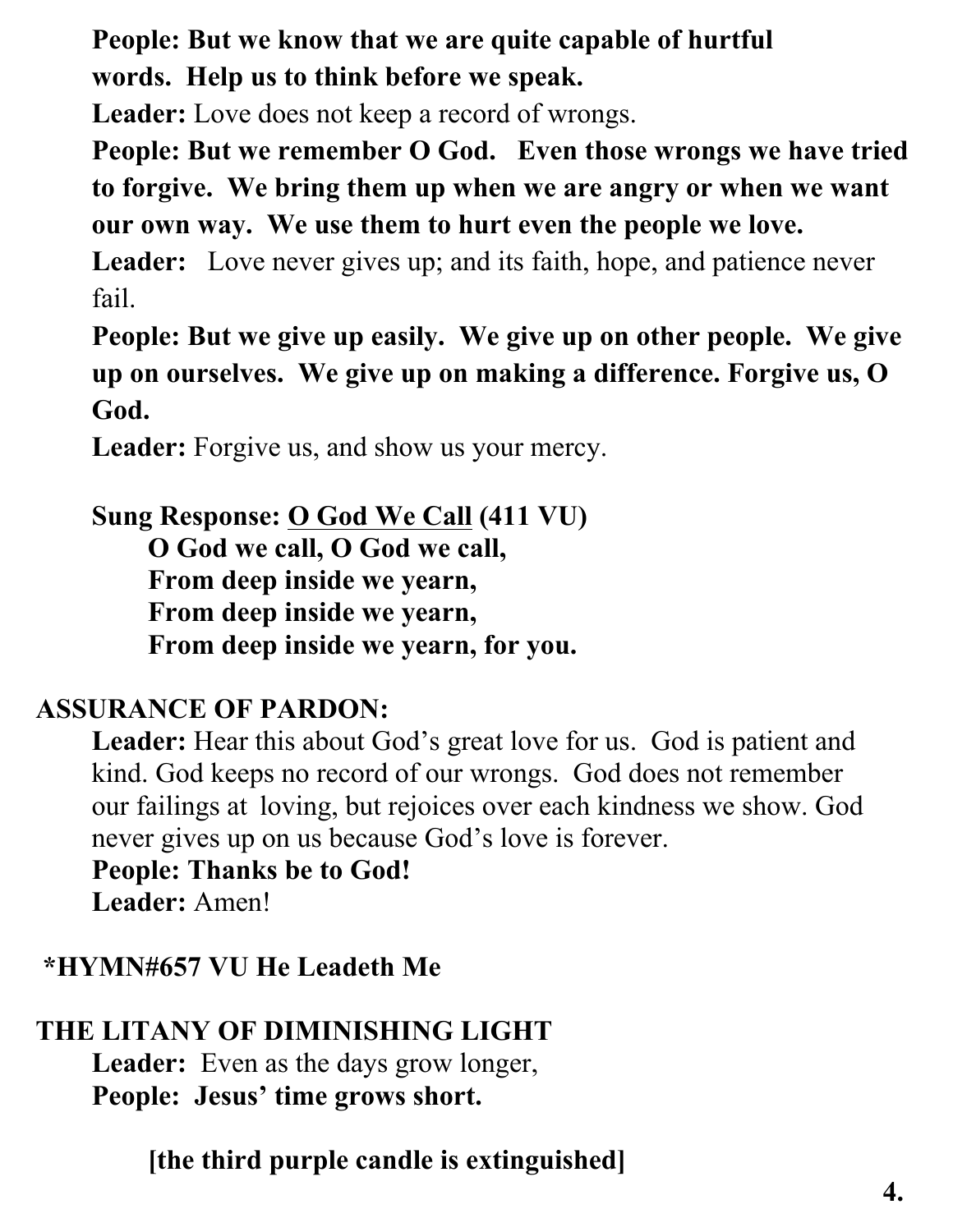**People: But we know that we are quite capable of hurtful words. Help us to think before we speak.**

**Leader:** Love does not keep a record of wrongs.

**People: But we remember O God. Even those wrongs we have tried to forgive. We bring them up when we are angry or when we want our own way. We use them to hurt even the people we love.**

**Leader:** Love never gives up; and its faith, hope, and patience never fail.

**People: But we give up easily. We give up on other people. We give up on ourselves. We give up on making a difference. Forgive us, O God.**

**Leader:** Forgive us, and show us your mercy.

**Sung Response: <u>O God We Call</u> (411 VU)**

**O God we call, O God we call,**
**From deep inside we yearn,**
**From deep inside we yearn,**
**From deep inside we yearn, for you.**

**ASSURANCE OF PARDON:**

**Leader:** Hear this about God's great love for us. God is patient and kind. God keeps no record of our wrongs. God does not remember our failings at loving, but rejoices over each kindness we show. God never gives up on us because God's love is forever.

**People: Thanks be to God!**

**Leader:** Amen!

**\*HYMN#657 VU He Leadeth Me**

**THE LITANY OF DIMINISHING LIGHT**

**Leader:** Even as the days grow longer,

**People: Jesus' time grows short.**

**[the third purple candle is extinguished]**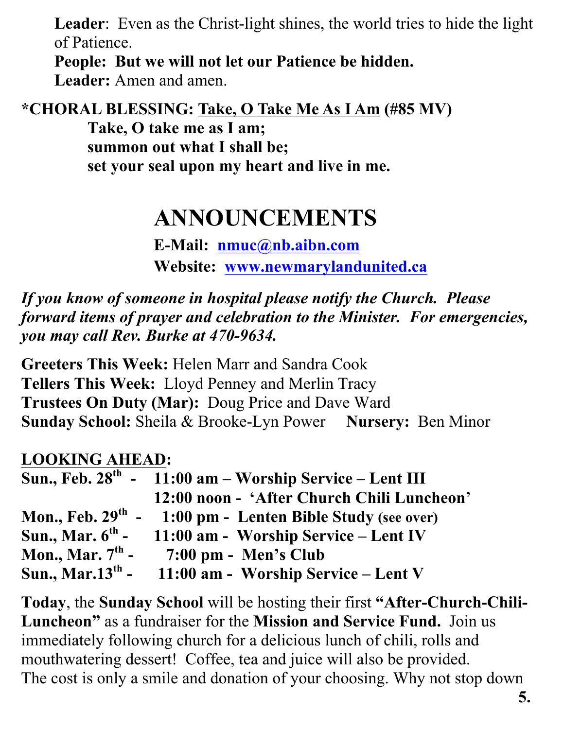**Leader**: Even as the Christ-light shines, the world tries to hide the light of Patience.

**People: But we will not let our Patience be hidden.**

**Leader:** Amen and amen.

**\*CHORAL BLESSING: Take, O Take Me As I Am (#85 MV)**

**Take, O take me as I am;**
**summon out what I shall be;**
**set your seal upon my heart and live in me.**

# ANNOUNCEMENTS

**E-Mail: nmuc@nb.aibn.com**
**Website: www.newmarylandunited.ca**

***If you know of someone in hospital please notify the Church. Please forward items of prayer and celebration to the Minister. For emergencies, you may call Rev. Burke at 470-9634.***

**Greeters This Week:** Helen Marr and Sandra Cook
**Tellers This Week:** Lloyd Penney and Merlin Tracy
**Trustees On Duty (Mar):** Doug Price and Dave Ward
**Sunday School:** Sheila & Brooke-Lyn Power **Nursery:** Ben Minor

**LOOKING AHEAD:**

**Sun., Feb. 28th - 11:00 am – Worship Service – Lent III**
**12:00 noon - 'After Church Chili Luncheon'**
**Mon., Feb. 29th - 1:00 pm - Lenten Bible Study (see over)**
**Sun., Mar. 6th - 11:00 am - Worship Service – Lent IV**
**Mon., Mar. 7th - 7:00 pm - Men's Club**
**Sun., Mar.13th - 11:00 am - Worship Service – Lent V**

**Today**, the **Sunday School** will be hosting their first **"After-Church-Chili-Luncheon"** as a fundraiser for the **Mission and Service Fund.** Join us immediately following church for a delicious lunch of chili, rolls and mouthwatering dessert! Coffee, tea and juice will also be provided. The cost is only a smile and donation of your choosing. Why not stop down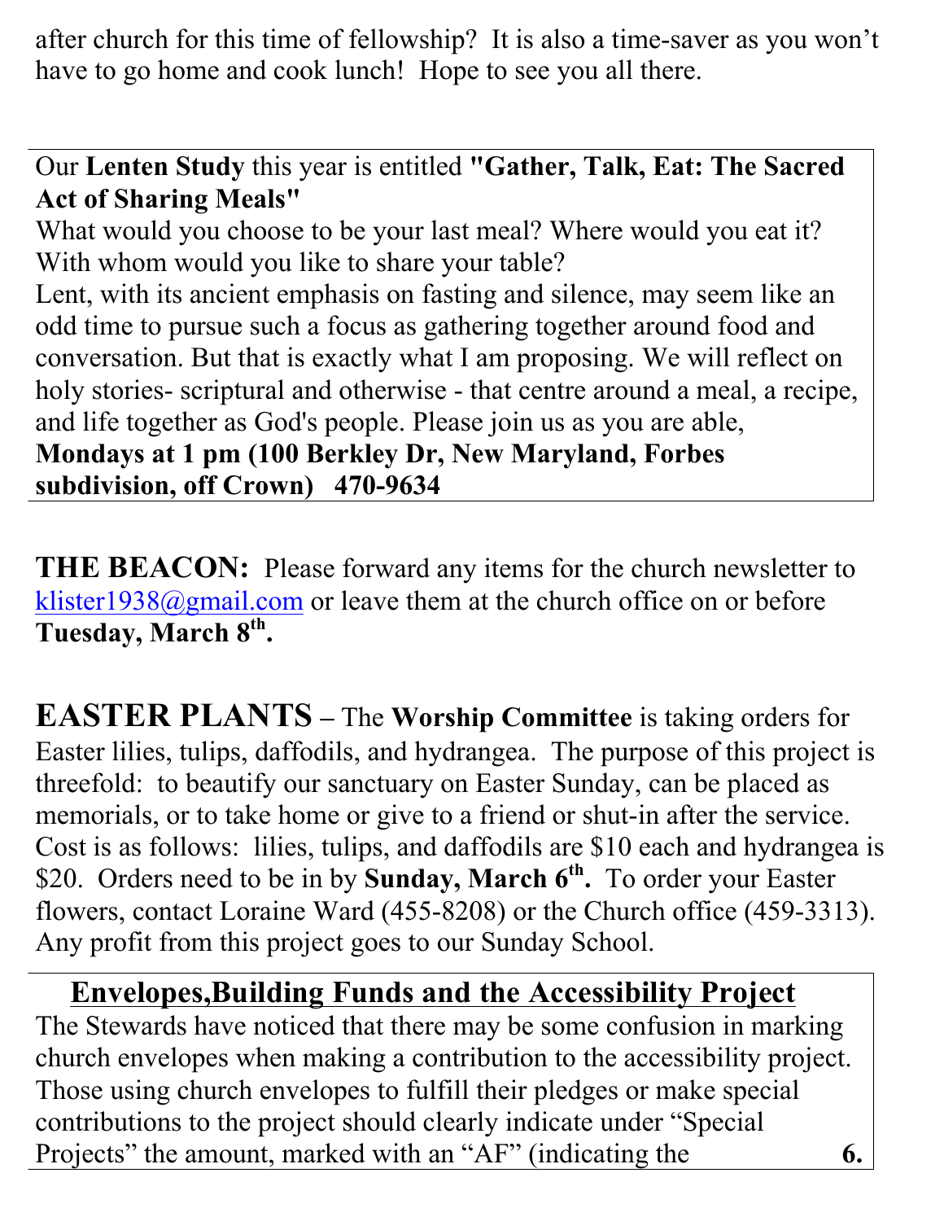after church for this time of fellowship? It is also a time-saver as you won't have to go home and cook lunch! Hope to see you all there.

Our **Lenten Study** this year is entitled **"Gather, Talk, Eat: The Sacred Act of Sharing Meals"**
What would you choose to be your last meal? Where would you eat it? With whom would you like to share your table?
Lent, with its ancient emphasis on fasting and silence, may seem like an odd time to pursue such a focus as gathering together around food and conversation. But that is exactly what I am proposing. We will reflect on holy stories- scriptural and otherwise - that centre around a meal, a recipe, and life together as God's people. Please join us as you are able,
**Mondays at 1 pm (100 Berkley Dr, New Maryland, Forbes subdivision, off Crown) 470-9634**

**THE BEACON:** Please forward any items for the church newsletter to klister1938@gmail.com or leave them at the church office on or before **Tuesday, March 8th.**

**EASTER PLANTS** – The **Worship Committee** is taking orders for Easter lilies, tulips, daffodils, and hydrangea. The purpose of this project is threefold: to beautify our sanctuary on Easter Sunday, can be placed as memorials, or to take home or give to a friend or shut-in after the service. Cost is as follows: lilies, tulips, and daffodils are $10 each and hydrangea is $20. Orders need to be in by **Sunday, March 6th.** To order your Easter flowers, contact Loraine Ward (455-8208) or the Church office (459-3313). Any profit from this project goes to our Sunday School.

## Envelopes,Building Funds and the Accessibility Project

The Stewards have noticed that there may be some confusion in marking church envelopes when making a contribution to the accessibility project. Those using church envelopes to fulfill their pledges or make special contributions to the project should clearly indicate under "Special Projects" the amount, marked with an "AF" (indicating the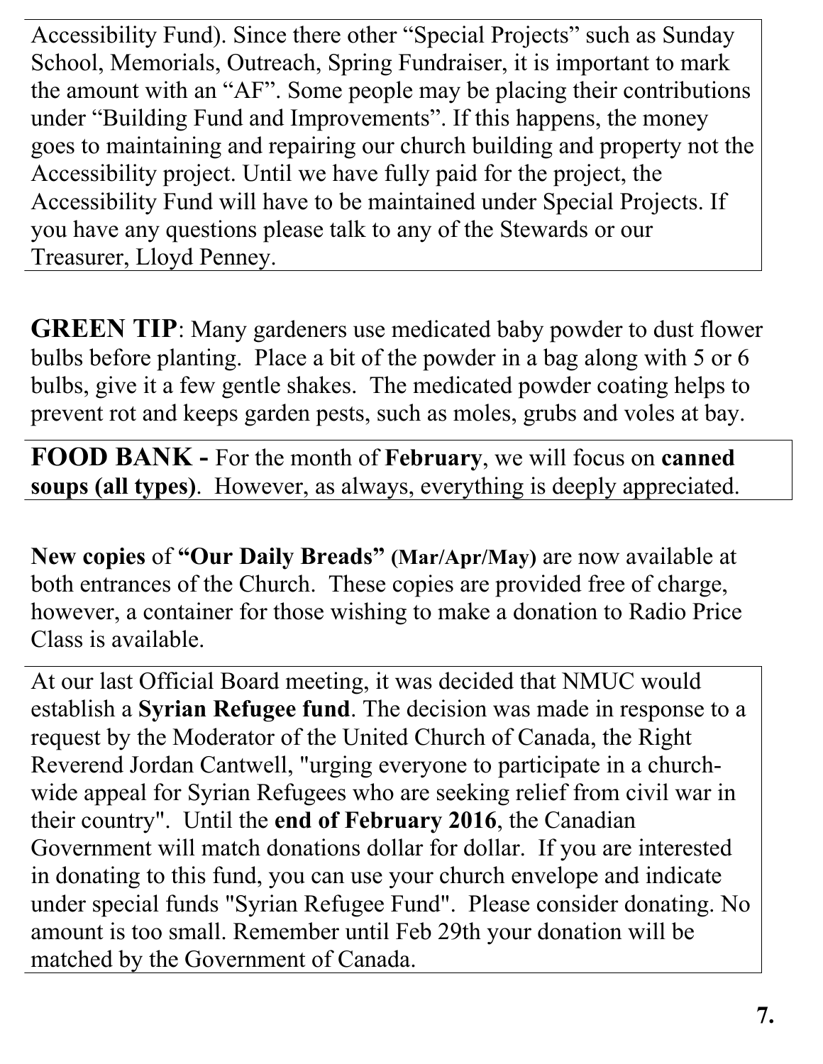Accessibility Fund). Since there other “Special Projects” such as Sunday School, Memorials, Outreach, Spring Fundraiser, it is important to mark the amount with an “AF”. Some people may be placing their contributions under “Building Fund and Improvements”. If this happens, the money goes to maintaining and repairing our church building and property not the Accessibility project. Until we have fully paid for the project, the Accessibility Fund will have to be maintained under Special Projects. If you have any questions please talk to any of the Stewards or our Treasurer, Lloyd Penney.

**GREEN TIP**: Many gardeners use medicated baby powder to dust flower bulbs before planting. Place a bit of the powder in a bag along with 5 or 6 bulbs, give it a few gentle shakes. The medicated powder coating helps to prevent rot and keeps garden pests, such as moles, grubs and voles at bay.

**FOOD BANK -** For the month of **February**, we will focus on **canned soups (all types)**. However, as always, everything is deeply appreciated.

**New copies** of **“Our Daily Breads” (Mar/Apr/May)** are now available at both entrances of the Church. These copies are provided free of charge, however, a container for those wishing to make a donation to Radio Price Class is available.

At our last Official Board meeting, it was decided that NMUC would establish a **Syrian Refugee fund**. The decision was made in response to a request by the Moderator of the United Church of Canada, the Right Reverend Jordan Cantwell, "urging everyone to participate in a church-wide appeal for Syrian Refugees who are seeking relief from civil war in their country". Until the **end of February 2016**, the Canadian Government will match donations dollar for dollar. If you are interested in donating to this fund, you can use your church envelope and indicate under special funds "Syrian Refugee Fund". Please consider donating. No amount is too small. Remember until Feb 29th your donation will be matched by the Government of Canada.